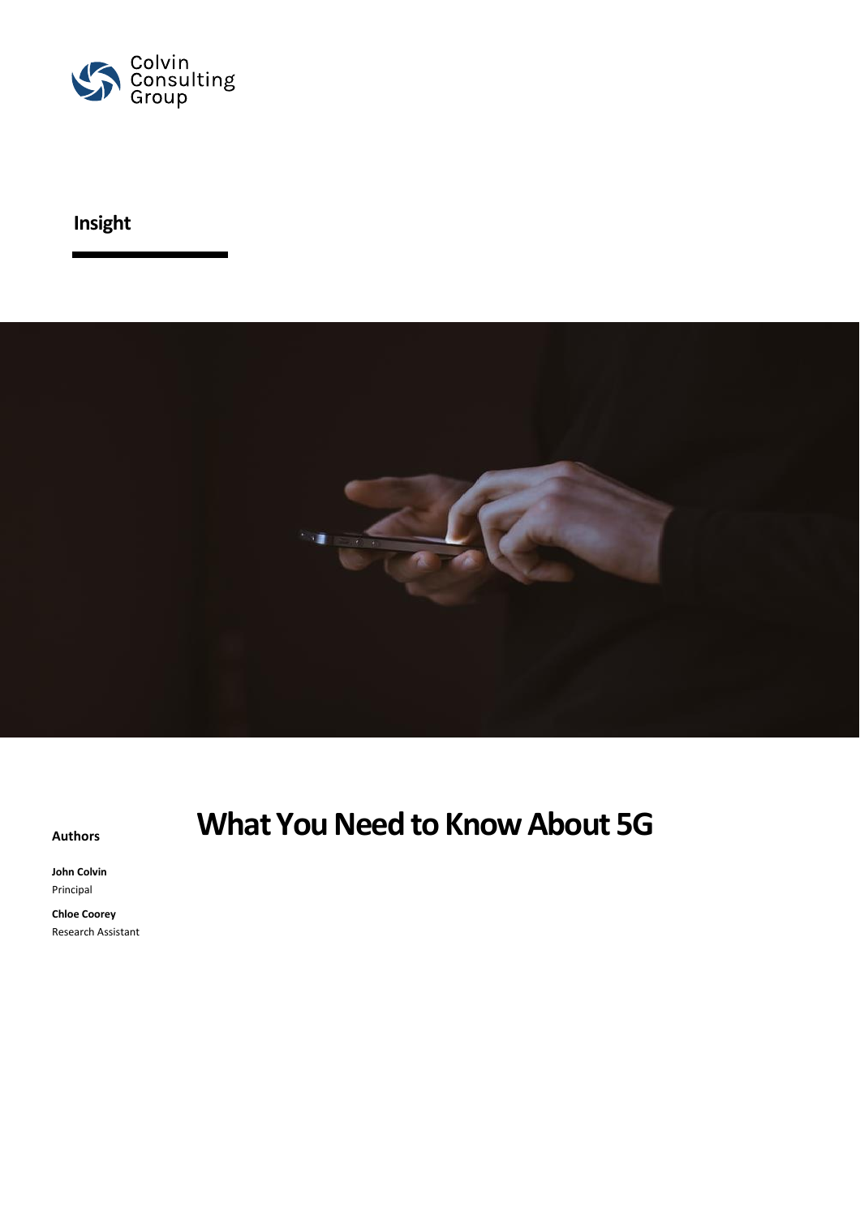Colvin Consulting Group

**Insight**

# What You Need to Know About 5G

**Authors**

**John Colvin**
Principal

**Chloe Coorey**
Research Assistant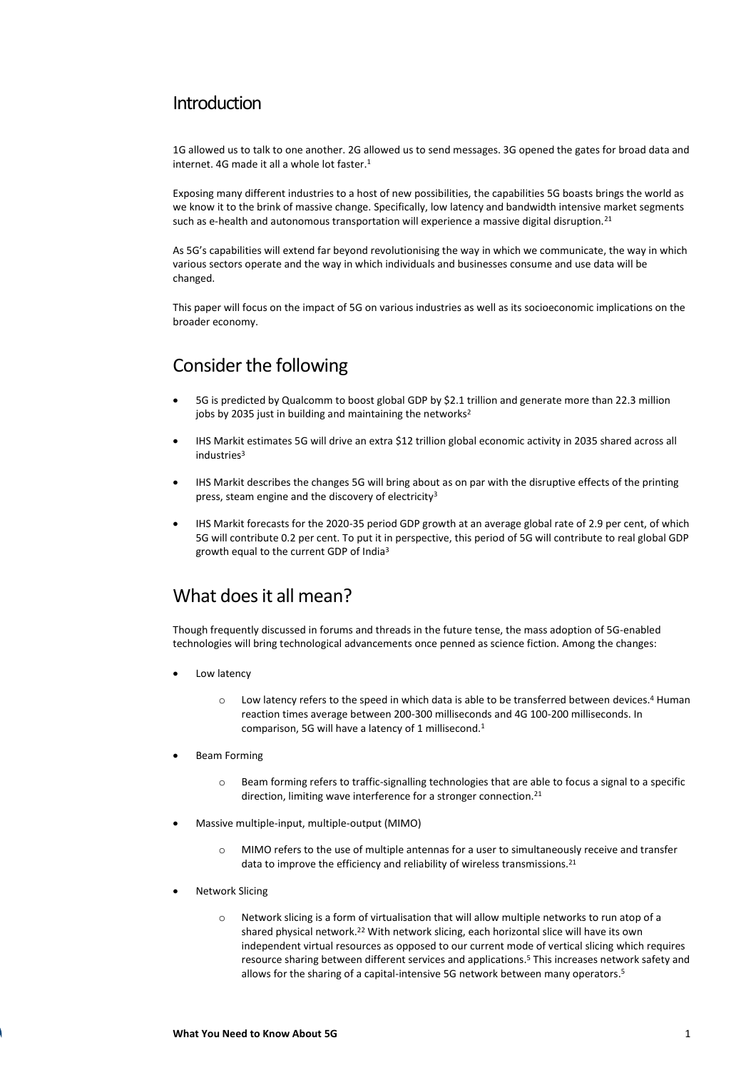## Introduction

1G allowed us to talk to one another. 2G allowed us to send messages. 3G opened the gates for broad data and internet. 4G made it all a whole lot faster.[1]

Exposing many different industries to a host of new possibilities, the capabilities 5G boasts brings the world as we know it to the brink of massive change. Specifically, low latency and bandwidth intensive market segments such as e-health and autonomous transportation will experience a massive digital disruption.[21]

As 5G's capabilities will extend far beyond revolutionising the way in which we communicate, the way in which various sectors operate and the way in which individuals and businesses consume and use data will be changed.

This paper will focus on the impact of 5G on various industries as well as its socioeconomic implications on the broader economy.

## Consider the following

- 5G is predicted by Qualcomm to boost global GDP by $2.1 trillion and generate more than 22.3 million jobs by 2035 just in building and maintaining the networks[2]
- IHS Markit estimates 5G will drive an extra $12 trillion global economic activity in 2035 shared across all industries[3]
- IHS Markit describes the changes 5G will bring about as on par with the disruptive effects of the printing press, steam engine and the discovery of electricity[3]
- IHS Markit forecasts for the 2020-35 period GDP growth at an average global rate of 2.9 per cent, of which 5G will contribute 0.2 per cent. To put it in perspective, this period of 5G will contribute to real global GDP growth equal to the current GDP of India[3]

## What does it all mean?

Though frequently discussed in forums and threads in the future tense, the mass adoption of 5G-enabled technologies will bring technological advancements once penned as science fiction. Among the changes:

- Low latency
  - Low latency refers to the speed in which data is able to be transferred between devices.[4] Human reaction times average between 200-300 milliseconds and 4G 100-200 milliseconds. In comparison, 5G will have a latency of 1 millisecond.[1]
- Beam Forming
  - Beam forming refers to traffic-signalling technologies that are able to focus a signal to a specific direction, limiting wave interference for a stronger connection.[21]
- Massive multiple-input, multiple-output (MIMO)
  - MIMO refers to the use of multiple antennas for a user to simultaneously receive and transfer data to improve the efficiency and reliability of wireless transmissions.[21]
- Network Slicing
  - Network slicing is a form of virtualisation that will allow multiple networks to run atop of a shared physical network.[22] With network slicing, each horizontal slice will have its own independent virtual resources as opposed to our current mode of vertical slicing which requires resource sharing between different services and applications.[5] This increases network safety and allows for the sharing of a capital-intensive 5G network between many operators.[5]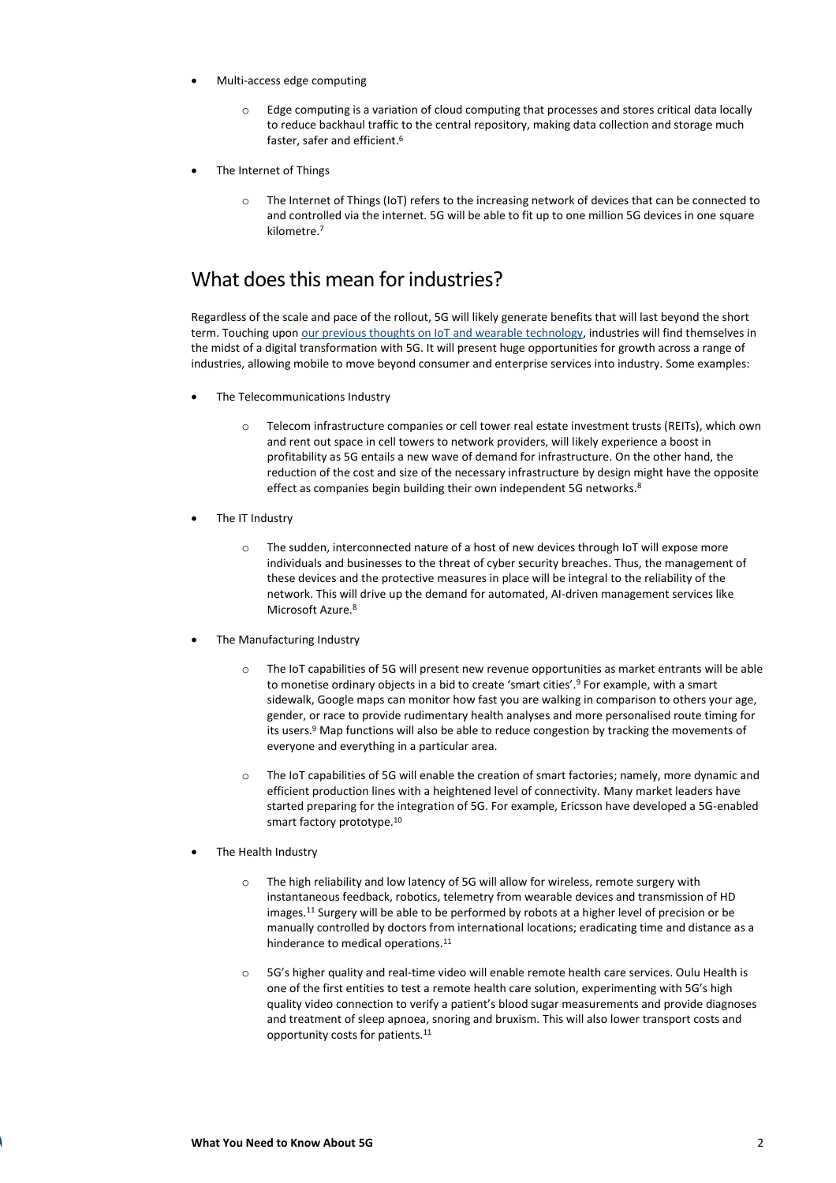- Multi-access edge computing
    - Edge computing is a variation of cloud computing that processes and stores critical data locally to reduce backhaul traffic to the central repository, making data collection and storage much faster, safer and efficient.[6]
- The Internet of Things
    - The Internet of Things (IoT) refers to the increasing network of devices that can be connected to and controlled via the internet. 5G will be able to fit up to one million 5G devices in one square kilometre.[7]

## What does this mean for industries?

Regardless of the scale and pace of the rollout, 5G will likely generate benefits that will last beyond the short term. Touching upon our previous thoughts on IoT and wearable technology, industries will find themselves in the midst of a digital transformation with 5G. It will present huge opportunities for growth across a range of industries, allowing mobile to move beyond consumer and enterprise services into industry. Some examples:

- The Telecommunications Industry
    - Telecom infrastructure companies or cell tower real estate investment trusts (REITs), which own and rent out space in cell towers to network providers, will likely experience a boost in profitability as 5G entails a new wave of demand for infrastructure. On the other hand, the reduction of the cost and size of the necessary infrastructure by design might have the opposite effect as companies begin building their own independent 5G networks.[8]
- The IT Industry
    - The sudden, interconnected nature of a host of new devices through IoT will expose more individuals and businesses to the threat of cyber security breaches. Thus, the management of these devices and the protective measures in place will be integral to the reliability of the network. This will drive up the demand for automated, AI-driven management services like Microsoft Azure.[8]
- The Manufacturing Industry
    - The IoT capabilities of 5G will present new revenue opportunities as market entrants will be able to monetise ordinary objects in a bid to create 'smart cities'.[9] For example, with a smart sidewalk, Google maps can monitor how fast you are walking in comparison to others your age, gender, or race to provide rudimentary health analyses and more personalised route timing for its users.[9] Map functions will also be able to reduce congestion by tracking the movements of everyone and everything in a particular area.
    - The IoT capabilities of 5G will enable the creation of smart factories; namely, more dynamic and efficient production lines with a heightened level of connectivity. Many market leaders have started preparing for the integration of 5G. For example, Ericsson have developed a 5G-enabled smart factory prototype.[10]
- The Health Industry
    - The high reliability and low latency of 5G will allow for wireless, remote surgery with instantaneous feedback, robotics, telemetry from wearable devices and transmission of HD images.[11] Surgery will be able to be performed by robots at a higher level of precision or be manually controlled by doctors from international locations; eradicating time and distance as a hinderance to medical operations.[11]
    - 5G's higher quality and real-time video will enable remote health care services. Oulu Health is one of the first entities to test a remote health care solution, experimenting with 5G's high quality video connection to verify a patient's blood sugar measurements and provide diagnoses and treatment of sleep apnoea, snoring and bruxism. This will also lower transport costs and opportunity costs for patients.[11]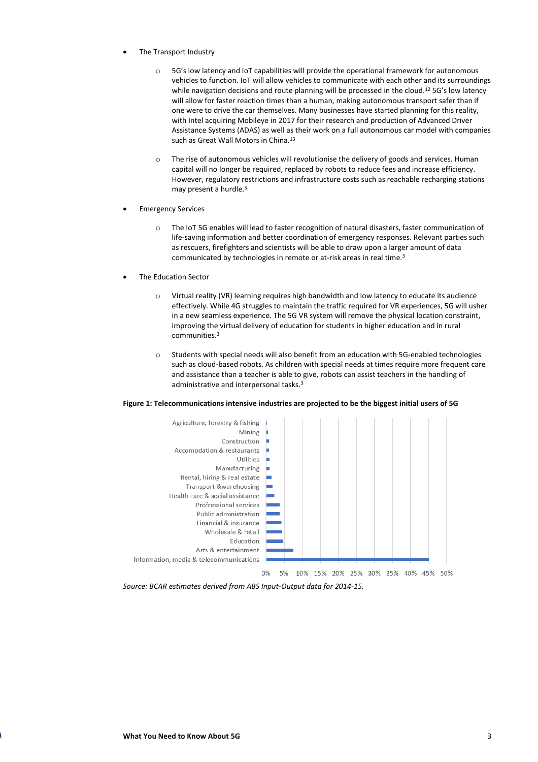- The Transport Industry
    - 5G's low latency and IoT capabilities will provide the operational framework for autonomous vehicles to function. IoT will allow vehicles to communicate with each other and its surroundings while navigation decisions and route planning will be processed in the cloud.[12] 5G's low latency will allow for faster reaction times than a human, making autonomous transport safer than if one were to drive the car themselves. Many businesses have started planning for this reality, with Intel acquiring Mobileye in 2017 for their research and production of Advanced Driver Assistance Systems (ADAS) as well as their work on a full autonomous car model with companies such as Great Wall Motors in China.[13]
    - The rise of autonomous vehicles will revolutionise the delivery of goods and services. Human capital will no longer be required, replaced by robots to reduce fees and increase efficiency. However, regulatory restrictions and infrastructure costs such as reachable recharging stations may present a hurdle.[3]
- Emergency Services
    - The IoT 5G enables will lead to faster recognition of natural disasters, faster communication of life-saving information and better coordination of emergency responses. Relevant parties such as rescuers, firefighters and scientists will be able to draw upon a larger amount of data communicated by technologies in remote or at-risk areas in real time.[3]
- The Education Sector
    - Virtual reality (VR) learning requires high bandwidth and low latency to educate its audience effectively. While 4G struggles to maintain the traffic required for VR experiences, 5G will usher in a new seamless experience. The 5G VR system will remove the physical location constraint, improving the virtual delivery of education for students in higher education and in rural communities.[3]
    - Students with special needs will also benefit from an education with 5G-enabled technologies such as cloud-based robots. As children with special needs at times require more frequent care and assistance than a teacher is able to give, robots can assist teachers in the handling of administrative and interpersonal tasks.[3]

**Figure 1: Telecommunications intensive industries are projected to be the biggest initial users of 5G**

Agriculture, forestry & fishing
Mining
Construction
Accomodation & restaurants
Utilities
Manufacturing
Rental, hiring & real estate
Transport &warehousing
Health care & social assistance
Profressional services
Public administration
Financial & insurance
Wholesale & retail
Education
Arts & entertainment
Information, media & telecommunications

0% 5% 10% 15% 20% 25% 30% 35% 40% 45% 50%

*Source: BCAR estimates derived from ABS Input-Output data for 2014-15.*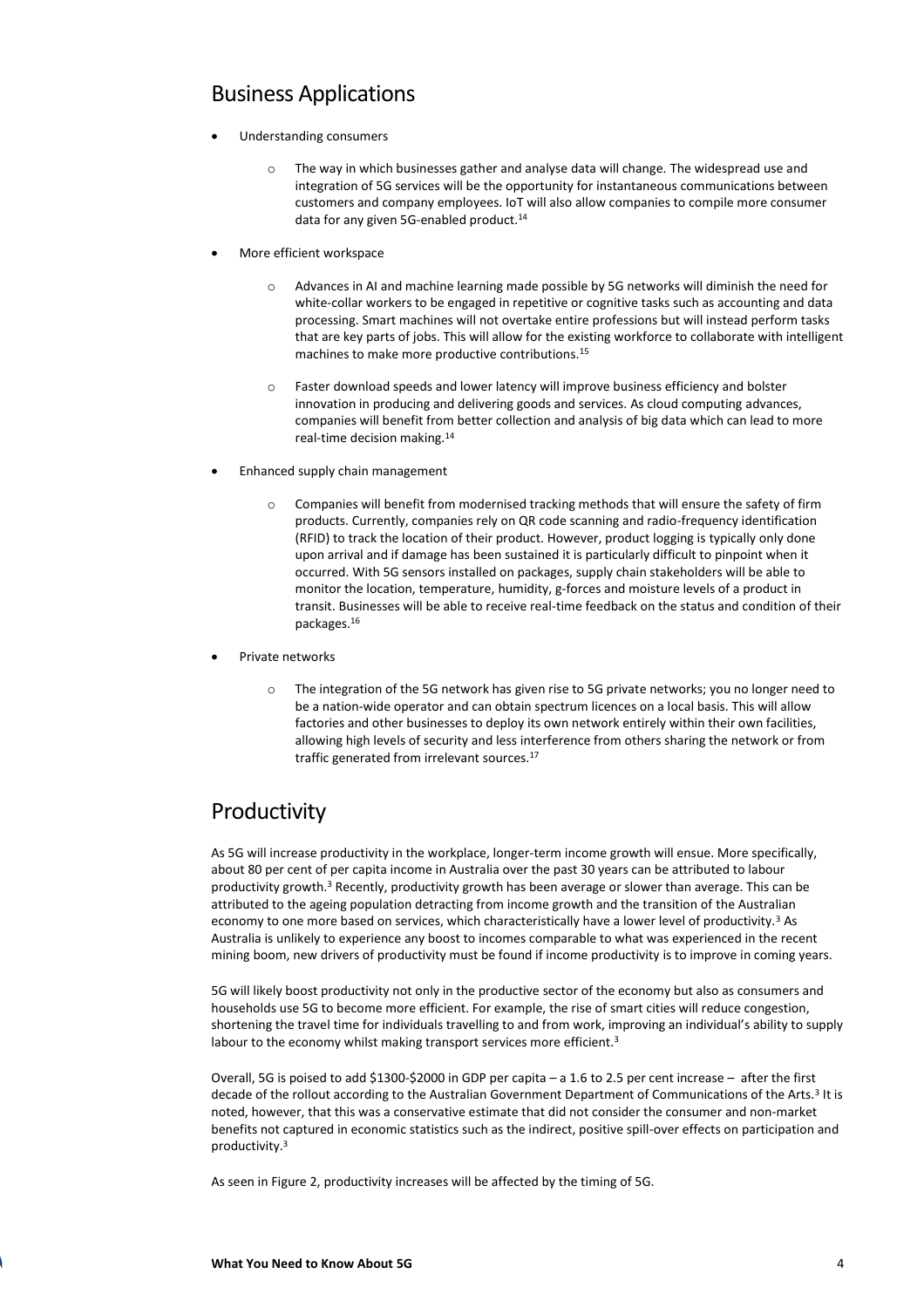## Business Applications

- Understanding consumers
    - The way in which businesses gather and analyse data will change. The widespread use and integration of 5G services will be the opportunity for instantaneous communications between customers and company employees. IoT will also allow companies to compile more consumer data for any given 5G-enabled product.[14]
- More efficient workspace
    - Advances in AI and machine learning made possible by 5G networks will diminish the need for white-collar workers to be engaged in repetitive or cognitive tasks such as accounting and data processing. Smart machines will not overtake entire professions but will instead perform tasks that are key parts of jobs. This will allow for the existing workforce to collaborate with intelligent machines to make more productive contributions.[15]
    - Faster download speeds and lower latency will improve business efficiency and bolster innovation in producing and delivering goods and services. As cloud computing advances, companies will benefit from better collection and analysis of big data which can lead to more real-time decision making.[14]
- Enhanced supply chain management
    - Companies will benefit from modernised tracking methods that will ensure the safety of firm products. Currently, companies rely on QR code scanning and radio-frequency identification (RFID) to track the location of their product. However, product logging is typically only done upon arrival and if damage has been sustained it is particularly difficult to pinpoint when it occurred. With 5G sensors installed on packages, supply chain stakeholders will be able to monitor the location, temperature, humidity, g-forces and moisture levels of a product in transit. Businesses will be able to receive real-time feedback on the status and condition of their packages.[16]
- Private networks
    - The integration of the 5G network has given rise to 5G private networks; you no longer need to be a nation-wide operator and can obtain spectrum licences on a local basis. This will allow factories and other businesses to deploy its own network entirely within their own facilities, allowing high levels of security and less interference from others sharing the network or from traffic generated from irrelevant sources.[17]

## Productivity

As 5G will increase productivity in the workplace, longer-term income growth will ensue. More specifically, about 80 per cent of per capita income in Australia over the past 30 years can be attributed to labour productivity growth.[3] Recently, productivity growth has been average or slower than average. This can be attributed to the ageing population detracting from income growth and the transition of the Australian economy to one more based on services, which characteristically have a lower level of productivity.[3] As Australia is unlikely to experience any boost to incomes comparable to what was experienced in the recent mining boom, new drivers of productivity must be found if income productivity is to improve in coming years.

5G will likely boost productivity not only in the productive sector of the economy but also as consumers and households use 5G to become more efficient. For example, the rise of smart cities will reduce congestion, shortening the travel time for individuals travelling to and from work, improving an individual's ability to supply labour to the economy whilst making transport services more efficient.[3]

Overall, 5G is poised to add $1300-$2000 in GDP per capita – a 1.6 to 2.5 per cent increase – after the first decade of the rollout according to the Australian Government Department of Communications of the Arts.[3] It is noted, however, that this was a conservative estimate that did not consider the consumer and non-market benefits not captured in economic statistics such as the indirect, positive spill-over effects on participation and productivity.[3]

As seen in Figure 2, productivity increases will be affected by the timing of 5G.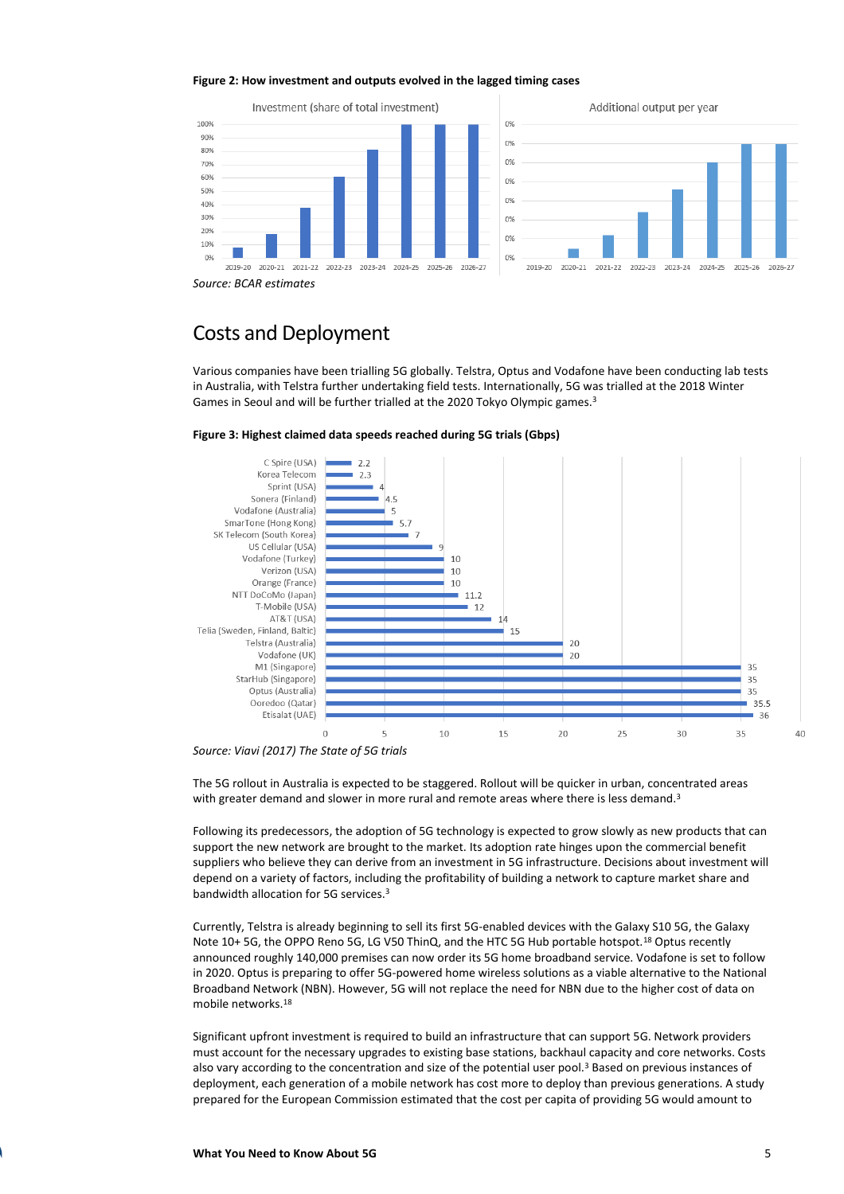**Figure 2: How investment and outputs evolved in the lagged timing cases**

*Source: BCAR estimates*

## Costs and Deployment

Various companies have been trialling 5G globally. Telstra, Optus and Vodafone have been conducting lab tests in Australia, with Telstra further undertaking field tests. Internationally, 5G was trialled at the 2018 Winter Games in Seoul and will be further trialled at the 2020 Tokyo Olympic games.[3]

**Figure 3: Highest claimed data speeds reached during 5G trials (Gbps)**

| Company | Gbps |
|---|---|
| C Spire (USA) | 2.2 |
| Korea Telecom | 2.3 |
| Sprint (USA) | 4 |
| Sonera (Finland) | 4.5 |
| Vodafone (Australia) | 5 |
| SmarTone (Hong Kong) | 5.7 |
| SK Telecom (South Korea) | 7 |
| US Cellular (USA) | 9 |
| Vodafone (Turkey) | 10 |
| Verizon (USA) | 10 |
| Orange (France) | 10 |
| NTT DoCoMo (Japan) | 11.2 |
| T-Mobile (USA) | 12 |
| AT&T (USA) | 14 |
| Telia (Sweden, Finland, Baltic) | 15 |
| Telstra (Australia) | 20 |
| Vodafone (UK) | 20 |
| M1 (Singapore) | 35 |
| StarHub (Singapore) | 35 |
| Optus (Australia) | 35 |
| Ooredoo (Qatar) | 35.5 |
| Etisalat (UAE) | 36 |

*Source: Viavi (2017) The State of 5G trials*

The 5G rollout in Australia is expected to be staggered. Rollout will be quicker in urban, concentrated areas with greater demand and slower in more rural and remote areas where there is less demand.[3]

Following its predecessors, the adoption of 5G technology is expected to grow slowly as new products that can support the new network are brought to the market. Its adoption rate hinges upon the commercial benefit suppliers who believe they can derive from an investment in 5G infrastructure. Decisions about investment will depend on a variety of factors, including the profitability of building a network to capture market share and bandwidth allocation for 5G services.[3]

Currently, Telstra is already beginning to sell its first 5G-enabled devices with the Galaxy S10 5G, the Galaxy Note 10+ 5G, the OPPO Reno 5G, LG V50 ThinQ, and the HTC 5G Hub portable hotspot.[18] Optus recently announced roughly 140,000 premises can now order its 5G home broadband service. Vodafone is set to follow in 2020. Optus is preparing to offer 5G-powered home wireless solutions as a viable alternative to the National Broadband Network (NBN). However, 5G will not replace the need for NBN due to the higher cost of data on mobile networks.[18]

Significant upfront investment is required to build an infrastructure that can support 5G. Network providers must account for the necessary upgrades to existing base stations, backhaul capacity and core networks. Costs also vary according to the concentration and size of the potential user pool.[3] Based on previous instances of deployment, each generation of a mobile network has cost more to deploy than previous generations. A study prepared for the European Commission estimated that the cost per capita of providing 5G would amount to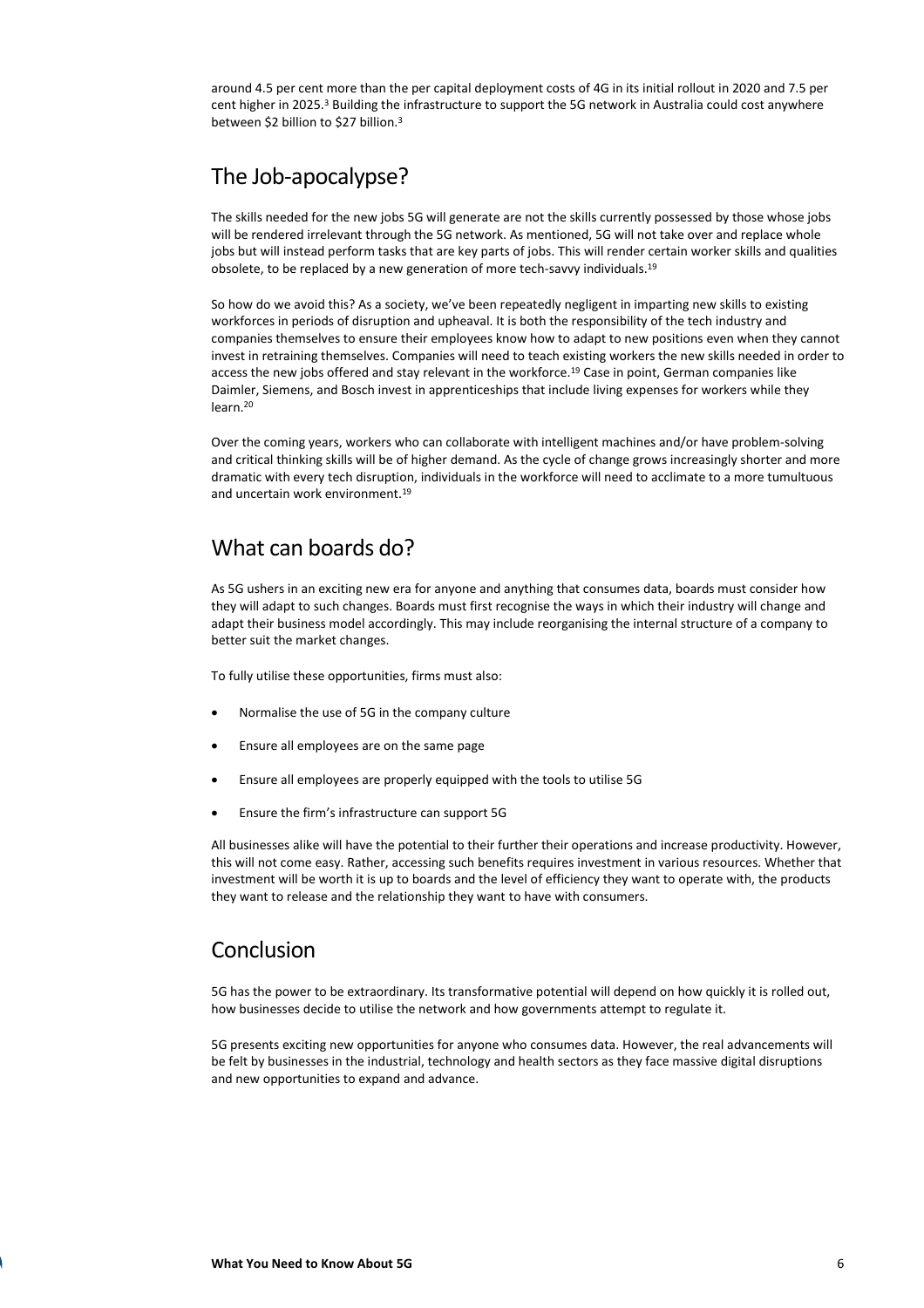around 4.5 per cent more than the per capital deployment costs of 4G in its initial rollout in 2020 and 7.5 per cent higher in 2025.[3] Building the infrastructure to support the 5G network in Australia could cost anywhere between $2 billion to $27 billion.[3]

## The Job-apocalypse?

The skills needed for the new jobs 5G will generate are not the skills currently possessed by those whose jobs will be rendered irrelevant through the 5G network. As mentioned, 5G will not take over and replace whole jobs but will instead perform tasks that are key parts of jobs. This will render certain worker skills and qualities obsolete, to be replaced by a new generation of more tech-savvy individuals.[19]

So how do we avoid this? As a society, we've been repeatedly negligent in imparting new skills to existing workforces in periods of disruption and upheaval. It is both the responsibility of the tech industry and companies themselves to ensure their employees know how to adapt to new positions even when they cannot invest in retraining themselves. Companies will need to teach existing workers the new skills needed in order to access the new jobs offered and stay relevant in the workforce.[19] Case in point, German companies like Daimler, Siemens, and Bosch invest in apprenticeships that include living expenses for workers while they learn.[20]

Over the coming years, workers who can collaborate with intelligent machines and/or have problem-solving and critical thinking skills will be of higher demand. As the cycle of change grows increasingly shorter and more dramatic with every tech disruption, individuals in the workforce will need to acclimate to a more tumultuous and uncertain work environment.[19]

## What can boards do?

As 5G ushers in an exciting new era for anyone and anything that consumes data, boards must consider how they will adapt to such changes. Boards must first recognise the ways in which their industry will change and adapt their business model accordingly. This may include reorganising the internal structure of a company to better suit the market changes.

To fully utilise these opportunities, firms must also:

- Normalise the use of 5G in the company culture
- Ensure all employees are on the same page
- Ensure all employees are properly equipped with the tools to utilise 5G
- Ensure the firm's infrastructure can support 5G

All businesses alike will have the potential to their further their operations and increase productivity. However, this will not come easy. Rather, accessing such benefits requires investment in various resources. Whether that investment will be worth it is up to boards and the level of efficiency they want to operate with, the products they want to release and the relationship they want to have with consumers.

## Conclusion

5G has the power to be extraordinary. Its transformative potential will depend on how quickly it is rolled out, how businesses decide to utilise the network and how governments attempt to regulate it.

5G presents exciting new opportunities for anyone who consumes data. However, the real advancements will be felt by businesses in the industrial, technology and health sectors as they face massive digital disruptions and new opportunities to expand and advance.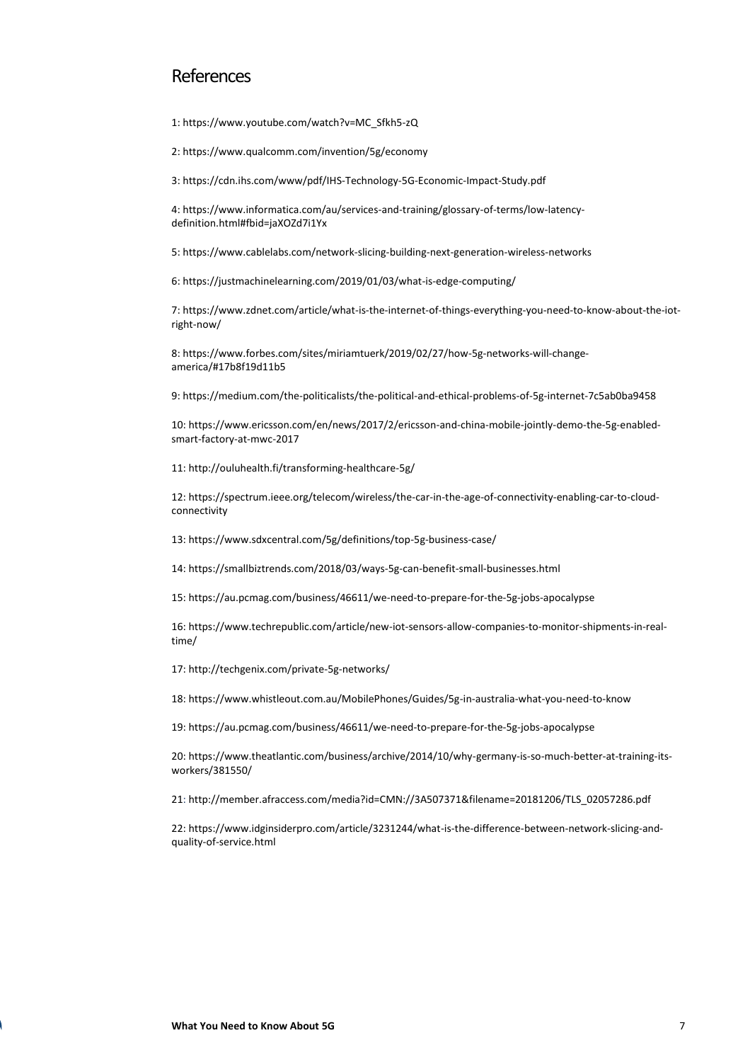# References

1: https://www.youtube.com/watch?v=MC_Sfkh5-zQ

2: https://www.qualcomm.com/invention/5g/economy

3: https://cdn.ihs.com/www/pdf/IHS-Technology-5G-Economic-Impact-Study.pdf

4: https://www.informatica.com/au/services-and-training/glossary-of-terms/low-latency-definition.html#fbid=jaXOZd7i1Yx

5: https://www.cablelabs.com/network-slicing-building-next-generation-wireless-networks

6: https://justmachinelearning.com/2019/01/03/what-is-edge-computing/

7: https://www.zdnet.com/article/what-is-the-internet-of-things-everything-you-need-to-know-about-the-iot-right-now/

8: https://www.forbes.com/sites/miriamtuerk/2019/02/27/how-5g-networks-will-change-america/#17b8f19d11b5

9: https://medium.com/the-politicalists/the-political-and-ethical-problems-of-5g-internet-7c5ab0ba9458

10: https://www.ericsson.com/en/news/2017/2/ericsson-and-china-mobile-jointly-demo-the-5g-enabled-smart-factory-at-mwc-2017

11: http://ouluhealth.fi/transforming-healthcare-5g/

12: https://spectrum.ieee.org/telecom/wireless/the-car-in-the-age-of-connectivity-enabling-car-to-cloud-connectivity

13: https://www.sdxcentral.com/5g/definitions/top-5g-business-case/

14: https://smallbiztrends.com/2018/03/ways-5g-can-benefit-small-businesses.html

15: https://au.pcmag.com/business/46611/we-need-to-prepare-for-the-5g-jobs-apocalypse

16: https://www.techrepublic.com/article/new-iot-sensors-allow-companies-to-monitor-shipments-in-real-time/

17: http://techgenix.com/private-5g-networks/

18: https://www.whistleout.com.au/MobilePhones/Guides/5g-in-australia-what-you-need-to-know

19: https://au.pcmag.com/business/46611/we-need-to-prepare-for-the-5g-jobs-apocalypse

20: https://www.theatlantic.com/business/archive/2014/10/why-germany-is-so-much-better-at-training-its-workers/381550/

21: http://member.afraccess.com/media?id=CMN://3A507371&filename=20181206/TLS_02057286.pdf

22: https://www.idginsiderpro.com/article/3231244/what-is-the-difference-between-network-slicing-and-quality-of-service.html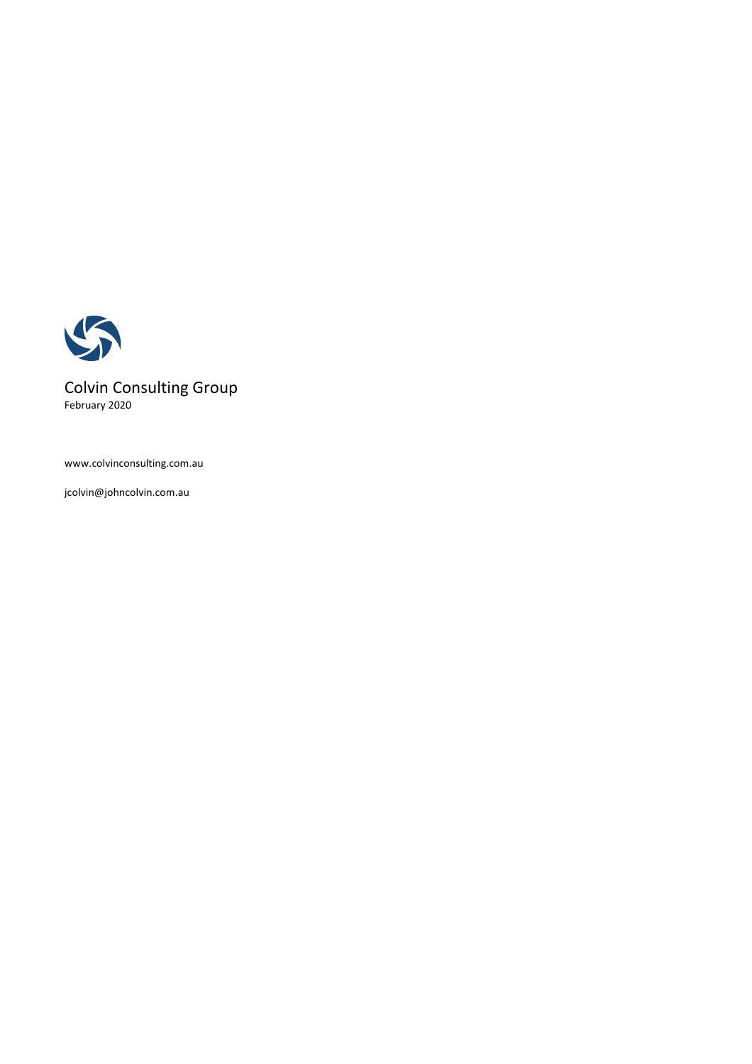Colvin Consulting Group

February 2020

www.colvinconsulting.com.au

jcolvin@johncolvin.com.au